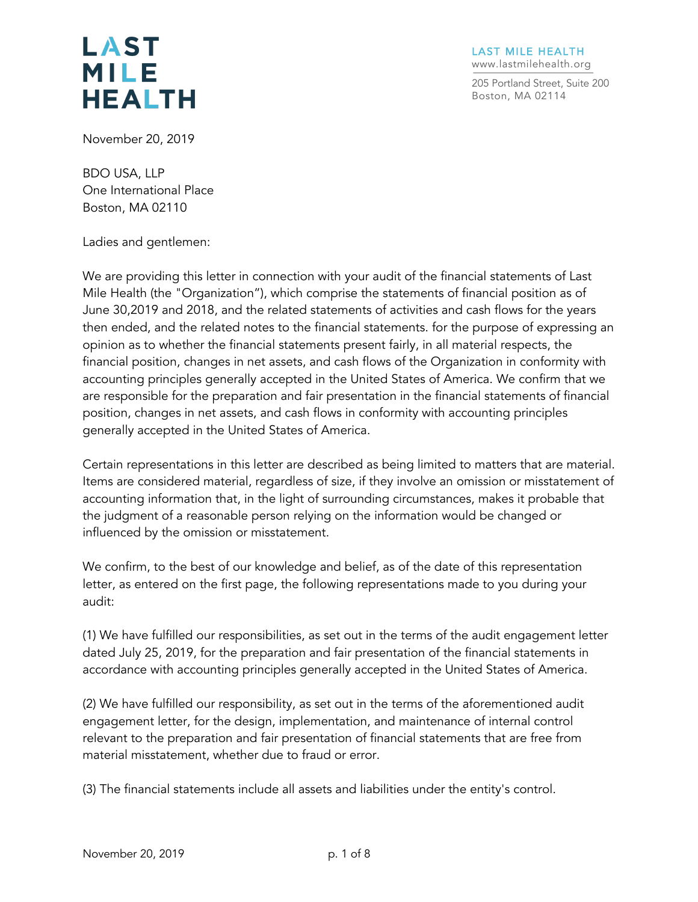LAST MILE HEALTH

LAST MILE HEALTH
www.lastmilehealth.org

205 Portland Street, Suite 200
Boston, MA 02114

November 20, 2019

BDO USA, LLP
One International Place
Boston, MA 02110

Ladies and gentlemen:

We are providing this letter in connection with your audit of the financial statements of Last Mile Health (the "Organization"), which comprise the statements of financial position as of June 30,2019 and 2018, and the related statements of activities and cash flows for the years then ended, and the related notes to the financial statements. for the purpose of expressing an opinion as to whether the financial statements present fairly, in all material respects, the financial position, changes in net assets, and cash flows of the Organization in conformity with accounting principles generally accepted in the United States of America. We confirm that we are responsible for the preparation and fair presentation in the financial statements of financial position, changes in net assets, and cash flows in conformity with accounting principles generally accepted in the United States of America.

Certain representations in this letter are described as being limited to matters that are material. Items are considered material, regardless of size, if they involve an omission or misstatement of accounting information that, in the light of surrounding circumstances, makes it probable that the judgment of a reasonable person relying on the information would be changed or influenced by the omission or misstatement.

We confirm, to the best of our knowledge and belief, as of the date of this representation letter, as entered on the first page, the following representations made to you during your audit:

(1) We have fulfilled our responsibilities, as set out in the terms of the audit engagement letter dated July 25, 2019, for the preparation and fair presentation of the financial statements in accordance with accounting principles generally accepted in the United States of America.

(2) We have fulfilled our responsibility, as set out in the terms of the aforementioned audit engagement letter, for the design, implementation, and maintenance of internal control relevant to the preparation and fair presentation of financial statements that are free from material misstatement, whether due to fraud or error.

(3) The financial statements include all assets and liabilities under the entity's control.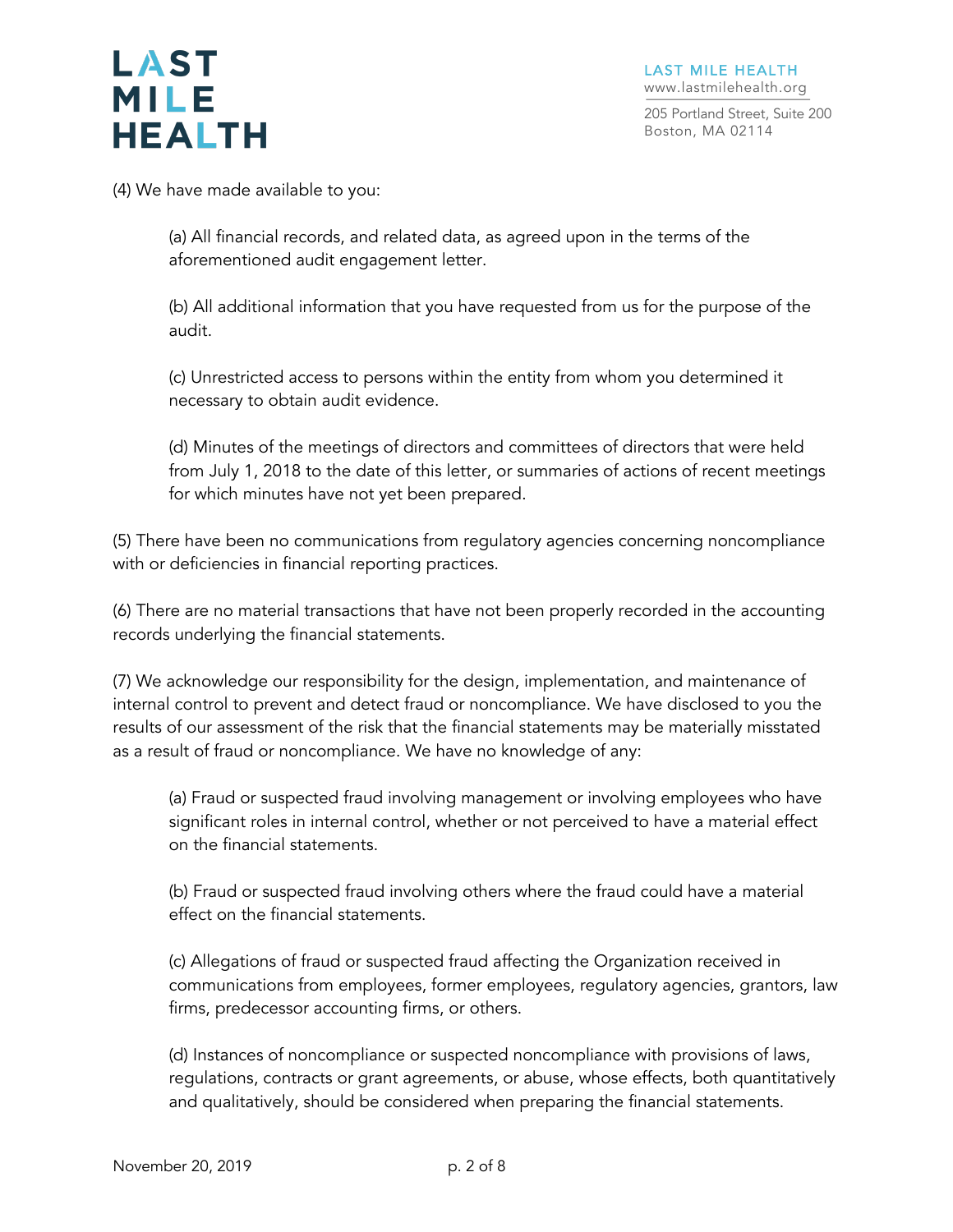(4) We have made available to you:

(a) All financial records, and related data, as agreed upon in the terms of the aforementioned audit engagement letter.

(b) All additional information that you have requested from us for the purpose of the audit.

(c) Unrestricted access to persons within the entity from whom you determined it necessary to obtain audit evidence.

(d) Minutes of the meetings of directors and committees of directors that were held from July 1, 2018 to the date of this letter, or summaries of actions of recent meetings for which minutes have not yet been prepared.

(5) There have been no communications from regulatory agencies concerning noncompliance with or deficiencies in financial reporting practices.

(6) There are no material transactions that have not been properly recorded in the accounting records underlying the financial statements.

(7) We acknowledge our responsibility for the design, implementation, and maintenance of internal control to prevent and detect fraud or noncompliance. We have disclosed to you the results of our assessment of the risk that the financial statements may be materially misstated as a result of fraud or noncompliance. We have no knowledge of any:

(a) Fraud or suspected fraud involving management or involving employees who have significant roles in internal control, whether or not perceived to have a material effect on the financial statements.

(b) Fraud or suspected fraud involving others where the fraud could have a material effect on the financial statements.

(c) Allegations of fraud or suspected fraud affecting the Organization received in communications from employees, former employees, regulatory agencies, grantors, law firms, predecessor accounting firms, or others.

(d) Instances of noncompliance or suspected noncompliance with provisions of laws, regulations, contracts or grant agreements, or abuse, whose effects, both quantitatively and qualitatively, should be considered when preparing the financial statements.

November 20, 2019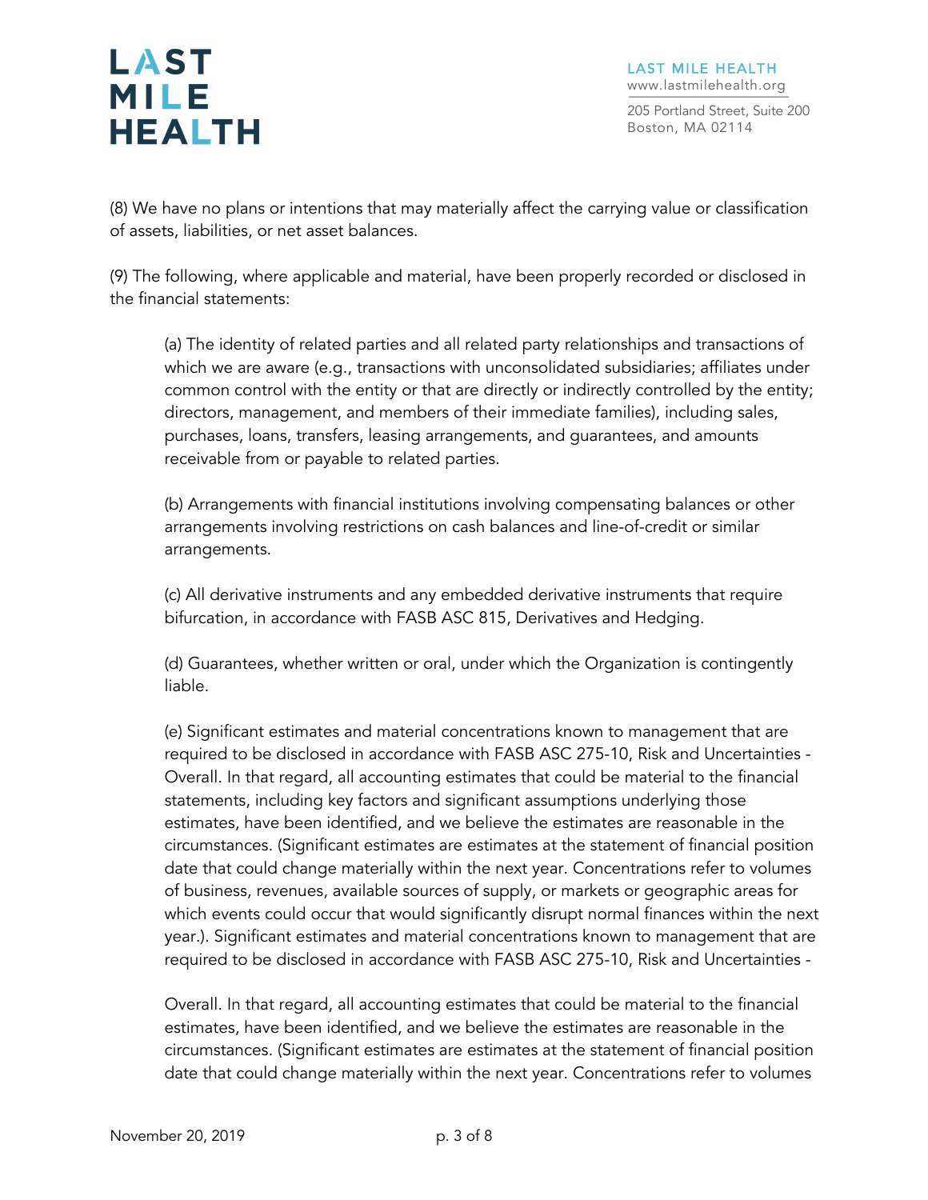(8) We have no plans or intentions that may materially affect the carrying value or classification of assets, liabilities, or net asset balances.

(9) The following, where applicable and material, have been properly recorded or disclosed in the financial statements:

(a) The identity of related parties and all related party relationships and transactions of which we are aware (e.g., transactions with unconsolidated subsidiaries; affiliates under common control with the entity or that are directly or indirectly controlled by the entity; directors, management, and members of their immediate families), including sales, purchases, loans, transfers, leasing arrangements, and guarantees, and amounts receivable from or payable to related parties.

(b) Arrangements with financial institutions involving compensating balances or other arrangements involving restrictions on cash balances and line-of-credit or similar arrangements.

(c) All derivative instruments and any embedded derivative instruments that require bifurcation, in accordance with FASB ASC 815, Derivatives and Hedging.

(d) Guarantees, whether written or oral, under which the Organization is contingently liable.

(e) Significant estimates and material concentrations known to management that are required to be disclosed in accordance with FASB ASC 275-10, Risk and Uncertainties - Overall. In that regard, all accounting estimates that could be material to the financial statements, including key factors and significant assumptions underlying those estimates, have been identified, and we believe the estimates are reasonable in the circumstances. (Significant estimates are estimates at the statement of financial position date that could change materially within the next year. Concentrations refer to volumes of business, revenues, available sources of supply, or markets or geographic areas for which events could occur that would significantly disrupt normal finances within the next year.). Significant estimates and material concentrations known to management that are required to be disclosed in accordance with FASB ASC 275-10, Risk and Uncertainties -

Overall. In that regard, all accounting estimates that could be material to the financial estimates, have been identified, and we believe the estimates are reasonable in the circumstances. (Significant estimates are estimates at the statement of financial position date that could change materially within the next year. Concentrations refer to volumes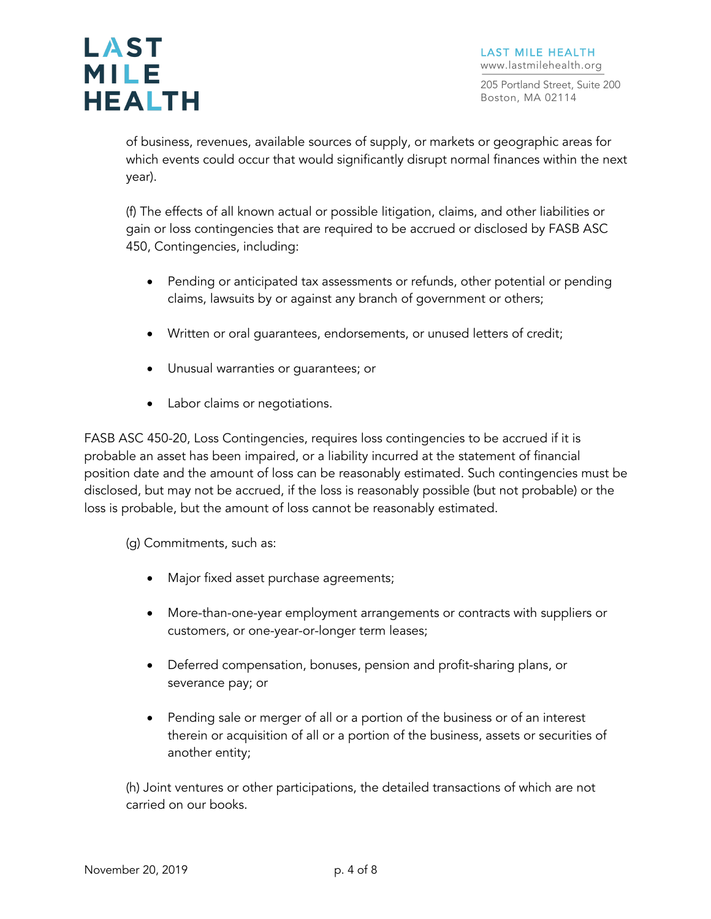of business, revenues, available sources of supply, or markets or geographic areas for which events could occur that would significantly disrupt normal finances within the next year).

(f) The effects of all known actual or possible litigation, claims, and other liabilities or gain or loss contingencies that are required to be accrued or disclosed by FASB ASC 450, Contingencies, including:

- Pending or anticipated tax assessments or refunds, other potential or pending claims, lawsuits by or against any branch of government or others;
- Written or oral guarantees, endorsements, or unused letters of credit;
- Unusual warranties or guarantees; or
- Labor claims or negotiations.

FASB ASC 450-20, Loss Contingencies, requires loss contingencies to be accrued if it is probable an asset has been impaired, or a liability incurred at the statement of financial position date and the amount of loss can be reasonably estimated. Such contingencies must be disclosed, but may not be accrued, if the loss is reasonably possible (but not probable) or the loss is probable, but the amount of loss cannot be reasonably estimated.

(g) Commitments, such as:

- Major fixed asset purchase agreements;
- More-than-one-year employment arrangements or contracts with suppliers or customers, or one-year-or-longer term leases;
- Deferred compensation, bonuses, pension and profit-sharing plans, or severance pay; or
- Pending sale or merger of all or a portion of the business or of an interest therein or acquisition of all or a portion of the business, assets or securities of another entity;

(h) Joint ventures or other participations, the detailed transactions of which are not carried on our books.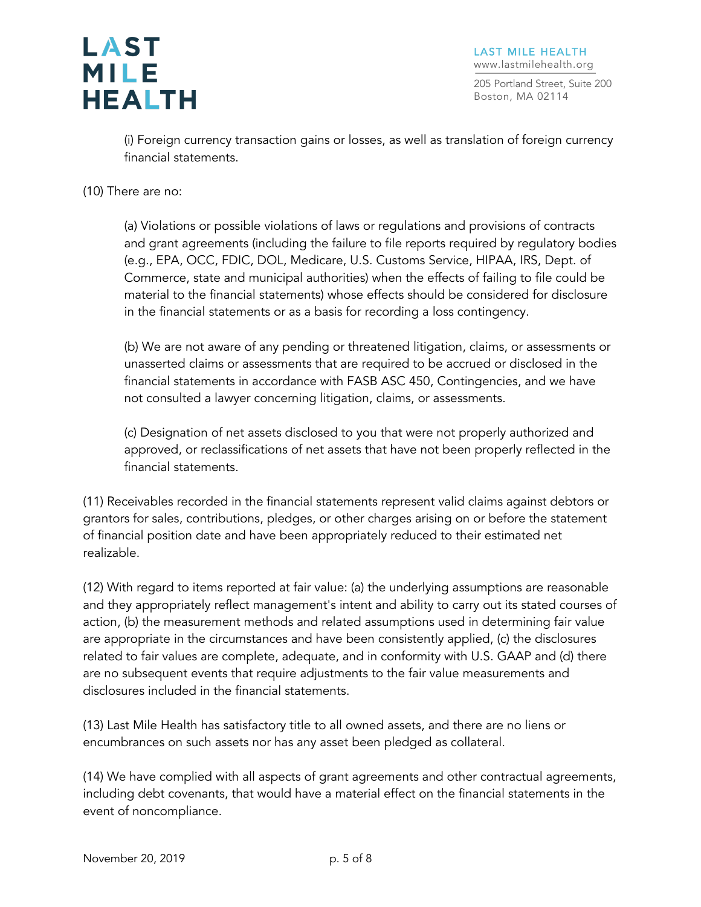(i) Foreign currency transaction gains or losses, as well as translation of foreign currency financial statements.

(10) There are no:

(a) Violations or possible violations of laws or regulations and provisions of contracts and grant agreements (including the failure to file reports required by regulatory bodies (e.g., EPA, OCC, FDIC, DOL, Medicare, U.S. Customs Service, HIPAA, IRS, Dept. of Commerce, state and municipal authorities) when the effects of failing to file could be material to the financial statements) whose effects should be considered for disclosure in the financial statements or as a basis for recording a loss contingency.

(b) We are not aware of any pending or threatened litigation, claims, or assessments or unasserted claims or assessments that are required to be accrued or disclosed in the financial statements in accordance with FASB ASC 450, Contingencies, and we have not consulted a lawyer concerning litigation, claims, or assessments.

(c) Designation of net assets disclosed to you that were not properly authorized and approved, or reclassifications of net assets that have not been properly reflected in the financial statements.

(11) Receivables recorded in the financial statements represent valid claims against debtors or grantors for sales, contributions, pledges, or other charges arising on or before the statement of financial position date and have been appropriately reduced to their estimated net realizable.

(12) With regard to items reported at fair value: (a) the underlying assumptions are reasonable and they appropriately reflect management's intent and ability to carry out its stated courses of action, (b) the measurement methods and related assumptions used in determining fair value are appropriate in the circumstances and have been consistently applied, (c) the disclosures related to fair values are complete, adequate, and in conformity with U.S. GAAP and (d) there are no subsequent events that require adjustments to the fair value measurements and disclosures included in the financial statements.

(13) Last Mile Health has satisfactory title to all owned assets, and there are no liens or encumbrances on such assets nor has any asset been pledged as collateral.

(14) We have complied with all aspects of grant agreements and other contractual agreements, including debt covenants, that would have a material effect on the financial statements in the event of noncompliance.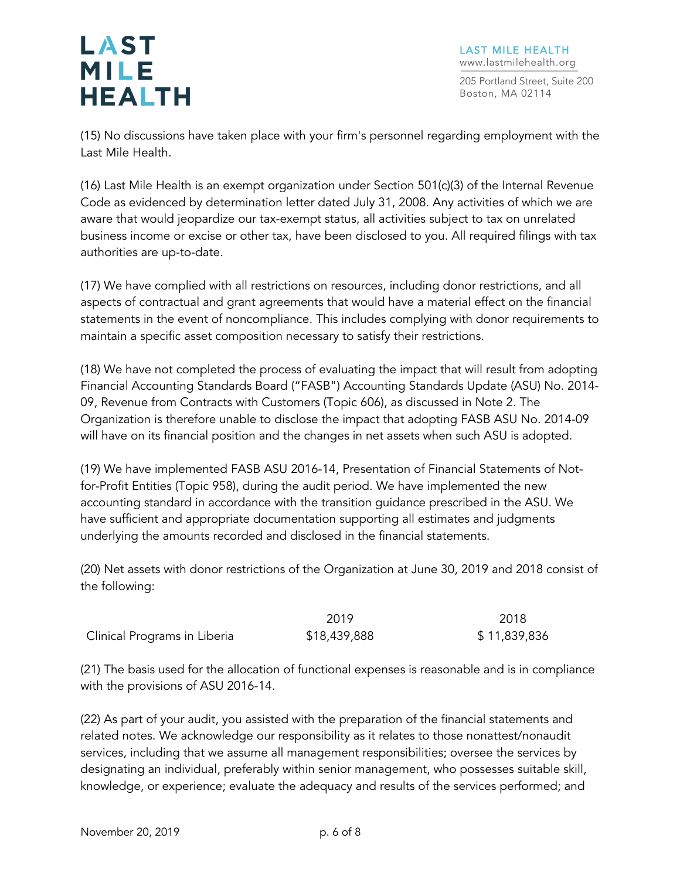(15) No discussions have taken place with your firm's personnel regarding employment with the Last Mile Health.

(16) Last Mile Health is an exempt organization under Section 501(c)(3) of the Internal Revenue Code as evidenced by determination letter dated July 31, 2008. Any activities of which we are aware that would jeopardize our tax-exempt status, all activities subject to tax on unrelated business income or excise or other tax, have been disclosed to you. All required filings with tax authorities are up-to-date.

(17) We have complied with all restrictions on resources, including donor restrictions, and all aspects of contractual and grant agreements that would have a material effect on the financial statements in the event of noncompliance. This includes complying with donor requirements to maintain a specific asset composition necessary to satisfy their restrictions.

(18) We have not completed the process of evaluating the impact that will result from adopting Financial Accounting Standards Board ("FASB") Accounting Standards Update (ASU) No. 2014-09, Revenue from Contracts with Customers (Topic 606), as discussed in Note 2. The Organization is therefore unable to disclose the impact that adopting FASB ASU No. 2014-09 will have on its financial position and the changes in net assets when such ASU is adopted.

(19) We have implemented FASB ASU 2016-14, Presentation of Financial Statements of Not-for-Profit Entities (Topic 958), during the audit period. We have implemented the new accounting standard in accordance with the transition guidance prescribed in the ASU. We have sufficient and appropriate documentation supporting all estimates and judgments underlying the amounts recorded and disclosed in the financial statements.

(20) Net assets with donor restrictions of the Organization at June 30, 2019 and 2018 consist of the following:

| | 2019 | 2018 |
|---|---|---|
| Clinical Programs in Liberia | $18,439,888 | $ 11,839,836 |

(21) The basis used for the allocation of functional expenses is reasonable and is in compliance with the provisions of ASU 2016-14.

(22) As part of your audit, you assisted with the preparation of the financial statements and related notes. We acknowledge our responsibility as it relates to those nonattest/nonaudit services, including that we assume all management responsibilities; oversee the services by designating an individual, preferably within senior management, who possesses suitable skill, knowledge, or experience; evaluate the adequacy and results of the services performed; and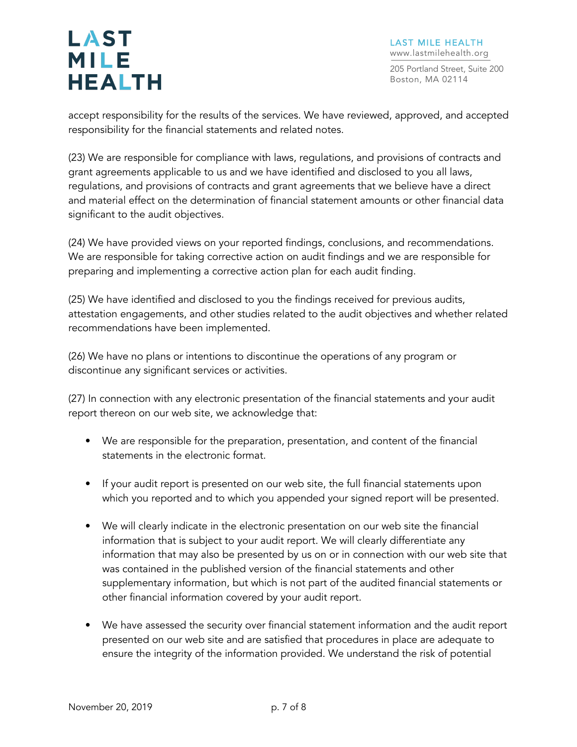accept responsibility for the results of the services. We have reviewed, approved, and accepted responsibility for the financial statements and related notes.

(23) We are responsible for compliance with laws, regulations, and provisions of contracts and grant agreements applicable to us and we have identified and disclosed to you all laws, regulations, and provisions of contracts and grant agreements that we believe have a direct and material effect on the determination of financial statement amounts or other financial data significant to the audit objectives.

(24) We have provided views on your reported findings, conclusions, and recommendations. We are responsible for taking corrective action on audit findings and we are responsible for preparing and implementing a corrective action plan for each audit finding.

(25) We have identified and disclosed to you the findings received for previous audits, attestation engagements, and other studies related to the audit objectives and whether related recommendations have been implemented.

(26) We have no plans or intentions to discontinue the operations of any program or discontinue any significant services or activities.

(27) In connection with any electronic presentation of the financial statements and your audit report thereon on our web site, we acknowledge that:

- We are responsible for the preparation, presentation, and content of the financial statements in the electronic format.
- If your audit report is presented on our web site, the full financial statements upon which you reported and to which you appended your signed report will be presented.
- We will clearly indicate in the electronic presentation on our web site the financial information that is subject to your audit report. We will clearly differentiate any information that may also be presented by us on or in connection with our web site that was contained in the published version of the financial statements and other supplementary information, but which is not part of the audited financial statements or other financial information covered by your audit report.
- We have assessed the security over financial statement information and the audit report presented on our web site and are satisfied that procedures in place are adequate to ensure the integrity of the information provided. We understand the risk of potential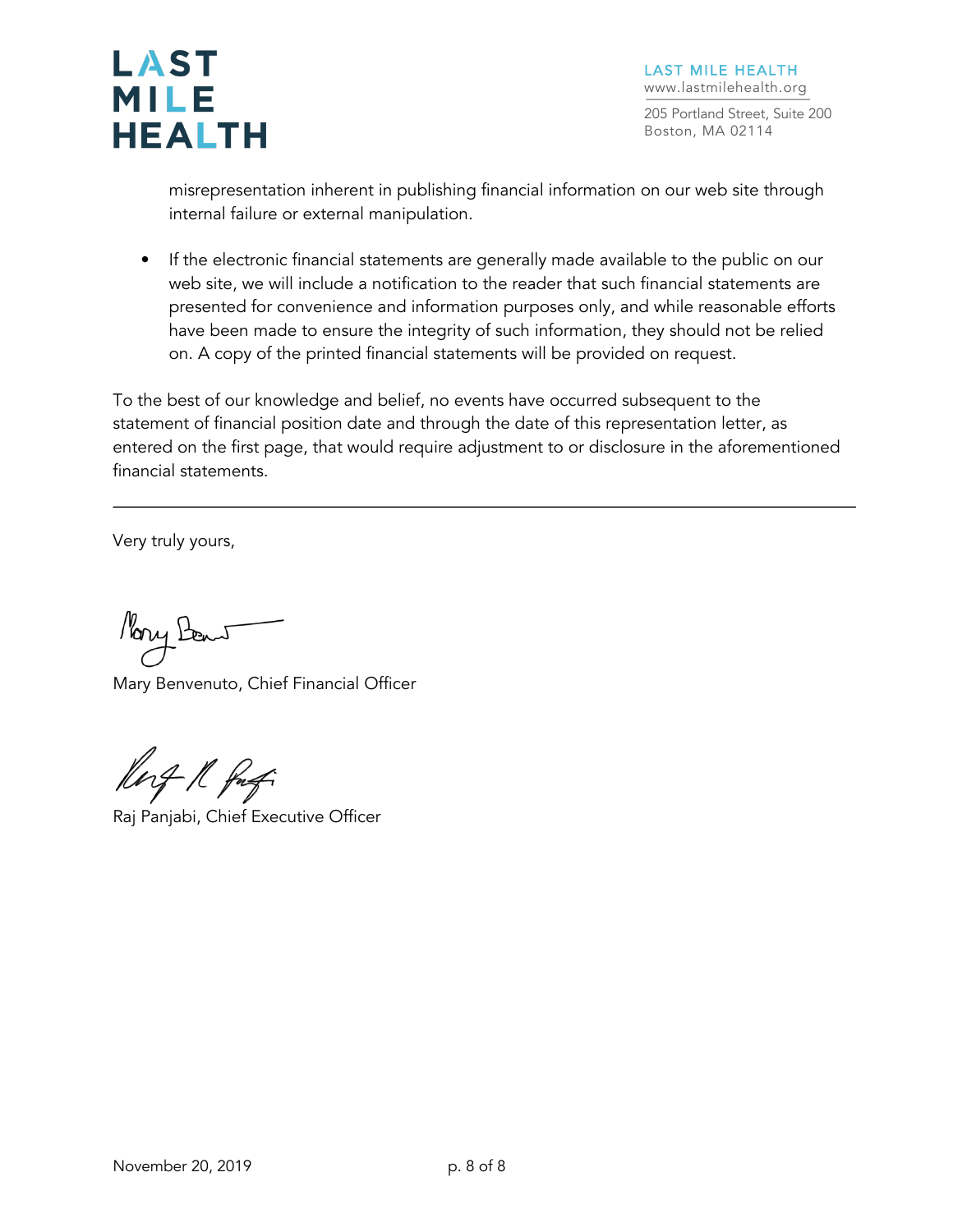misrepresentation inherent in publishing financial information on our web site through internal failure or external manipulation.

- If the electronic financial statements are generally made available to the public on our web site, we will include a notification to the reader that such financial statements are presented for convenience and information purposes only, and while reasonable efforts have been made to ensure the integrity of such information, they should not be relied on. A copy of the printed financial statements will be provided on request.

To the best of our knowledge and belief, no events have occurred subsequent to the statement of financial position date and through the date of this representation letter, as entered on the first page, that would require adjustment to or disclosure in the aforementioned financial statements.

---

Very truly yours,

Mary Benvenuto, Chief Financial Officer

Raj Panjabi, Chief Executive Officer

November 20, 2019